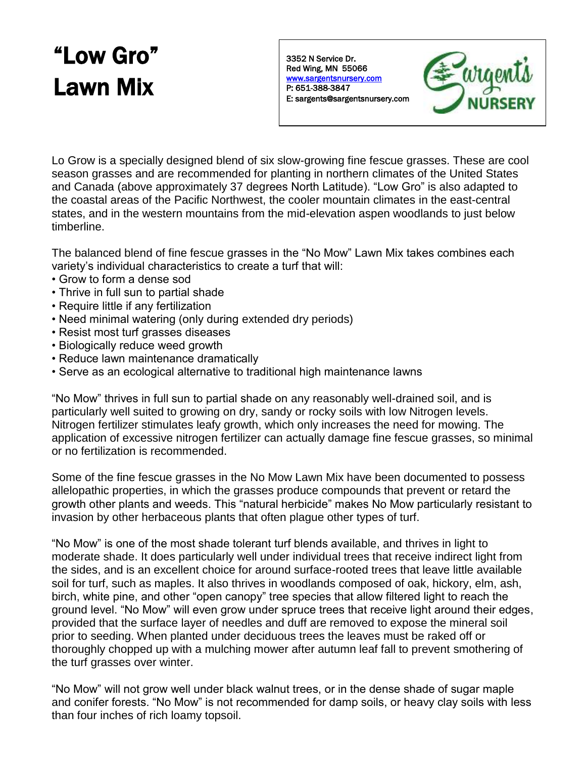# "Low Gro" Lawn Mix

3352 N Service Dr.
Red Wing, MN 55066
www.sargentsnursery.com
P: 651-388-3847
E: sargents@sargentsnursery.com

Sargent's NURSERY

Lo Grow is a specially designed blend of six slow-growing fine fescue grasses. These are cool season grasses and are recommended for planting in northern climates of the United States and Canada (above approximately 37 degrees North Latitude). "Low Gro" is also adapted to the coastal areas of the Pacific Northwest, the cooler mountain climates in the east-central states, and in the western mountains from the mid-elevation aspen woodlands to just below timberline.

The balanced blend of fine fescue grasses in the "No Mow" Lawn Mix takes combines each variety's individual characteristics to create a turf that will:

- Grow to form a dense sod
- Thrive in full sun to partial shade
- Require little if any fertilization
- Need minimal watering (only during extended dry periods)
- Resist most turf grasses diseases
- Biologically reduce weed growth
- Reduce lawn maintenance dramatically
- Serve as an ecological alternative to traditional high maintenance lawns

"No Mow" thrives in full sun to partial shade on any reasonably well-drained soil, and is particularly well suited to growing on dry, sandy or rocky soils with low Nitrogen levels. Nitrogen fertilizer stimulates leafy growth, which only increases the need for mowing. The application of excessive nitrogen fertilizer can actually damage fine fescue grasses, so minimal or no fertilization is recommended.

Some of the fine fescue grasses in the No Mow Lawn Mix have been documented to possess allelopathic properties, in which the grasses produce compounds that prevent or retard the growth other plants and weeds. This "natural herbicide" makes No Mow particularly resistant to invasion by other herbaceous plants that often plague other types of turf.

"No Mow" is one of the most shade tolerant turf blends available, and thrives in light to moderate shade. It does particularly well under individual trees that receive indirect light from the sides, and is an excellent choice for around surface-rooted trees that leave little available soil for turf, such as maples. It also thrives in woodlands composed of oak, hickory, elm, ash, birch, white pine, and other "open canopy" tree species that allow filtered light to reach the ground level. "No Mow" will even grow under spruce trees that receive light around their edges, provided that the surface layer of needles and duff are removed to expose the mineral soil prior to seeding. When planted under deciduous trees the leaves must be raked off or thoroughly chopped up with a mulching mower after autumn leaf fall to prevent smothering of the turf grasses over winter.

"No Mow" will not grow well under black walnut trees, or in the dense shade of sugar maple and conifer forests. "No Mow" is not recommended for damp soils, or heavy clay soils with less than four inches of rich loamy topsoil.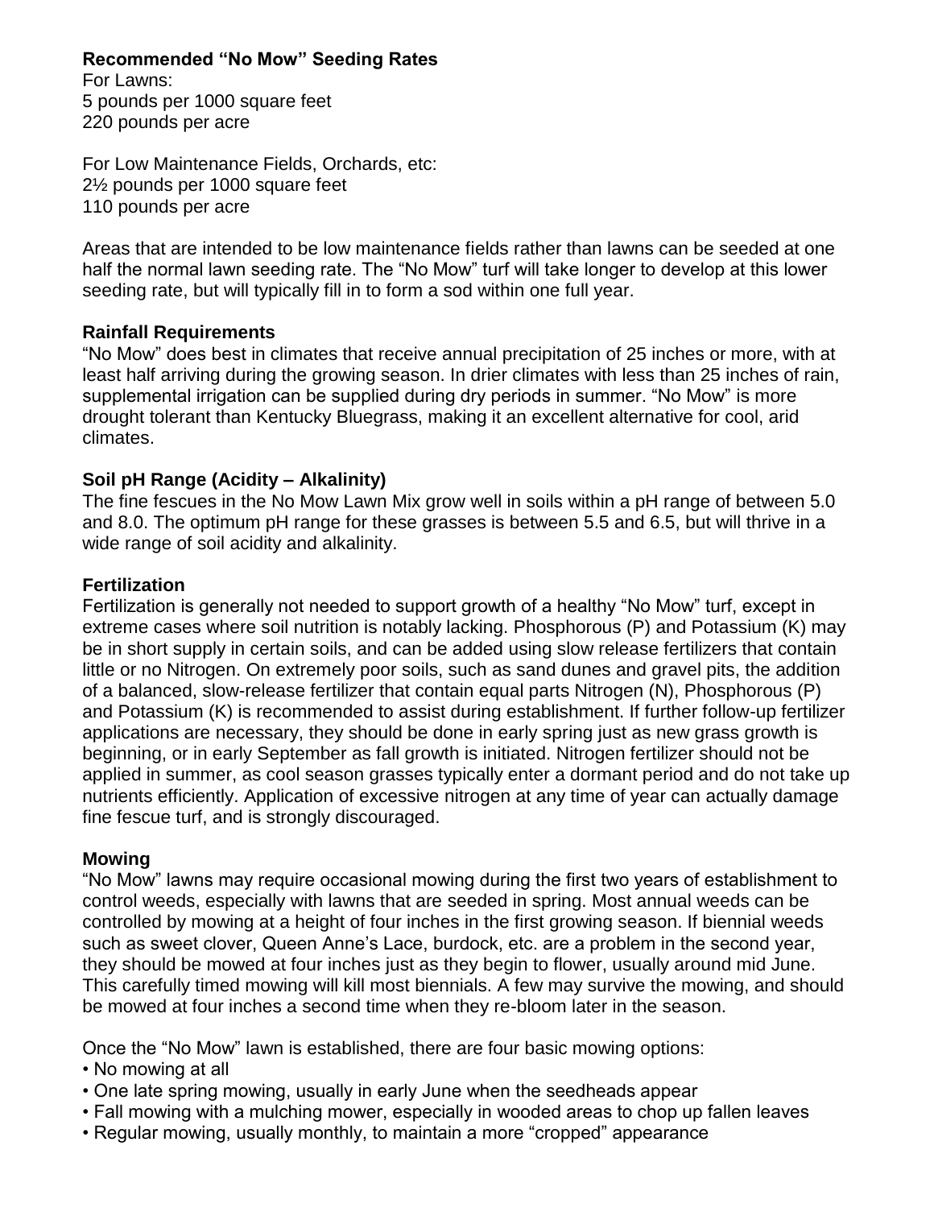**Recommended “No Mow” Seeding Rates**

For Lawns:
5 pounds per 1000 square feet
220 pounds per acre

For Low Maintenance Fields, Orchards, etc:
2½ pounds per 1000 square feet
110 pounds per acre

Areas that are intended to be low maintenance fields rather than lawns can be seeded at one half the normal lawn seeding rate. The “No Mow” turf will take longer to develop at this lower seeding rate, but will typically fill in to form a sod within one full year.

**Rainfall Requirements**

“No Mow” does best in climates that receive annual precipitation of 25 inches or more, with at least half arriving during the growing season. In drier climates with less than 25 inches of rain, supplemental irrigation can be supplied during dry periods in summer. “No Mow” is more drought tolerant than Kentucky Bluegrass, making it an excellent alternative for cool, arid climates.

**Soil pH Range (Acidity – Alkalinity)**

The fine fescues in the No Mow Lawn Mix grow well in soils within a pH range of between 5.0 and 8.0. The optimum pH range for these grasses is between 5.5 and 6.5, but will thrive in a wide range of soil acidity and alkalinity.

**Fertilization**

Fertilization is generally not needed to support growth of a healthy “No Mow” turf, except in extreme cases where soil nutrition is notably lacking. Phosphorous (P) and Potassium (K) may be in short supply in certain soils, and can be added using slow release fertilizers that contain little or no Nitrogen. On extremely poor soils, such as sand dunes and gravel pits, the addition of a balanced, slow-release fertilizer that contain equal parts Nitrogen (N), Phosphorous (P) and Potassium (K) is recommended to assist during establishment. If further follow-up fertilizer applications are necessary, they should be done in early spring just as new grass growth is beginning, or in early September as fall growth is initiated. Nitrogen fertilizer should not be applied in summer, as cool season grasses typically enter a dormant period and do not take up nutrients efficiently. Application of excessive nitrogen at any time of year can actually damage fine fescue turf, and is strongly discouraged.

**Mowing**

“No Mow” lawns may require occasional mowing during the first two years of establishment to control weeds, especially with lawns that are seeded in spring. Most annual weeds can be controlled by mowing at a height of four inches in the first growing season. If biennial weeds such as sweet clover, Queen Anne’s Lace, burdock, etc. are a problem in the second year, they should be mowed at four inches just as they begin to flower, usually around mid June. This carefully timed mowing will kill most biennials. A few may survive the mowing, and should be mowed at four inches a second time when they re-bloom later in the season.

Once the “No Mow” lawn is established, there are four basic mowing options:

- No mowing at all
- One late spring mowing, usually in early June when the seedheads appear
- Fall mowing with a mulching mower, especially in wooded areas to chop up fallen leaves
- Regular mowing, usually monthly, to maintain a more “cropped” appearance